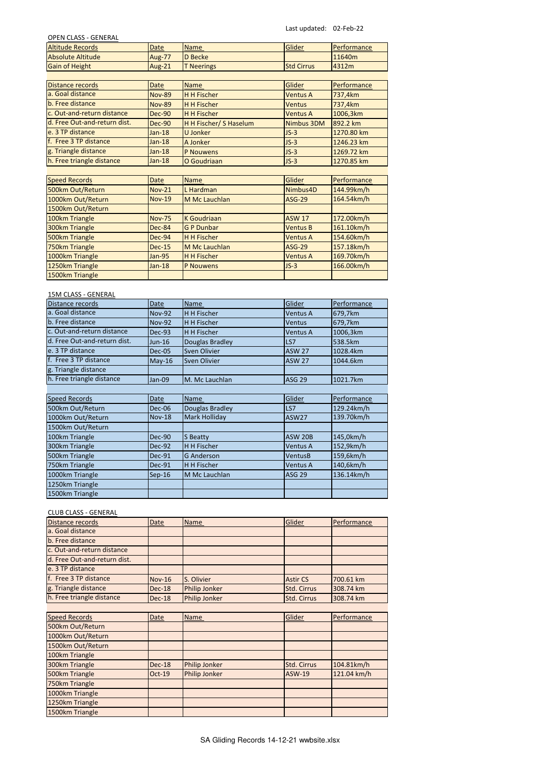Last updated: 02-Feb-22

OPEN CLASS - GENERAL

| Altitude Records | Date | Name | Glider | Performance |
|---|---|---|---|---|
| Absolute Altitude | Aug-77 | D Becke | | 11640m |
| Gain of Height | Aug-21 | T Neerings | Std Cirrus | 4312m |

| Distance records | Date | Name | Glider | Performance |
|---|---|---|---|---|
| a. Goal distance | Nov-89 | H H Fischer | Ventus A | 737,4km |
| b. Free distance | Nov-89 | H H Fischer | Ventus | 737,4km |
| c. Out-and-return distance | Dec-90 | H H Fischer | Ventus A | 1006,3km |
| d. Free Out-and-return dist. | Dec-90 | H H Fischer/ S Haselum | Nimbus 3DM | 892.2 km |
| e. 3 TP distance | Jan-18 | U Jonker | JS-3 | 1270.80 km |
| f. Free 3 TP distance | Jan-18 | A Jonker | JS-3 | 1246.23 km |
| g. Triangle distance | Jan-18 | P Nouwens | JS-3 | 1269.72 km |
| h. Free triangle distance | Jan-18 | O Goudriaan | JS-3 | 1270.85 km |

| Speed Records | Date | Name | Glider | Performance |
|---|---|---|---|---|
| 500km Out/Return | Nov-21 | L Hardman | Nimbus4D | 144.99km/h |
| 1000km Out/Return | Nov-19 | M Mc Lauchlan | ASG-29 | 164.54km/h |
| 1500km Out/Return | | | | |
| 100km Triangle | Nov-75 | K Goudriaan | ASW 17 | 172.00km/h |
| 300km Triangle | Dec-84 | G P Dunbar | Ventus B | 161.10km/h |
| 500km Triangle | Dec-94 | H H Fischer | Ventus A | 154.60km/h |
| 750km Triangle | Dec-15 | M Mc Lauchlan | ASG-29 | 157.18km/h |
| 1000km Triangle | Jan-95 | H H Fischer | Ventus A | 169.70km/h |
| 1250km Triangle | Jan-18 | P Nouwens | JS-3 | 166.00km/h |
| 1500km Triangle | | | | |

15M CLASS - GENERAL

| Distance records | Date | Name | Glider | Performance |
|---|---|---|---|---|
| a. Goal distance | Nov-92 | H H Fischer | Ventus A | 679,7km |
| b. Free distance | Nov-92 | H H Fischer | Ventus | 679,7km |
| c. Out-and-return distance | Dec-93 | H H Fischer | Ventus A | 1006,3km |
| d. Free Out-and-return dist. | Jun-16 | Douglas Bradley | LS7 | 538.5km |
| e. 3 TP distance | Dec-05 | Sven Olivier | ASW 27 | 1028.4km |
| f. Free 3 TP distance | May-16 | Sven Olivier | ASW 27 | 1044.6km |
| g. Triangle distance | | | | |
| h. Free triangle distance | Jan-09 | M. Mc Lauchlan | ASG 29 | 1021.7km |

| Speed Records | Date | Name | Glider | Performance |
|---|---|---|---|---|
| 500km Out/Return | Dec-06 | Douglas Bradley | LS7 | 129.24km/h |
| 1000km Out/Return | Nov-18 | Mark Holliday | ASW27 | 139.70km/h |
| 1500km Out/Return | | | | |
| 100km Triangle | Dec-90 | S Beatty | ASW 20B | 145,0km/h |
| 300km Triangle | Dec-92 | H H Fischer | Ventus A | 152,9km/h |
| 500km Triangle | Dec-91 | G Anderson | VentusB | 159,6km/h |
| 750km Triangle | Dec-91 | H H Fischer | Ventus A | 140,6km/h |
| 1000km Triangle | Sep-16 | M Mc Lauchlan | ASG 29 | 136.14km/h |
| 1250km Triangle | | | | |
| 1500km Triangle | | | | |

CLUB CLASS - GENERAL

| Distance records | Date | Name | Glider | Performance |
|---|---|---|---|---|
| a. Goal distance | | | | |
| b. Free distance | | | | |
| c. Out-and-return distance | | | | |
| d. Free Out-and-return dist. | | | | |
| e. 3 TP distance | | | | |
| f. Free 3 TP distance | Nov-16 | S. Olivier | Astir CS | 700.61 km |
| g. Triangle distance | Dec-18 | Philip Jonker | Std. Cirrus | 308.74 km |
| h. Free triangle distance | Dec-18 | Philip Jonker | Std. Cirrus | 308.74 km |

| Speed Records | Date | Name | Glider | Performance |
|---|---|---|---|---|
| 500km Out/Return | | | | |
| 1000km Out/Return | | | | |
| 1500km Out/Return | | | | |
| 100km Triangle | | | | |
| 300km Triangle | Dec-18 | Philip Jonker | Std. Cirrus | 104.81km/h |
| 500km Triangle | Oct-19 | Philip Jonker | ASW-19 | 121.04 km/h |
| 750km Triangle | | | | |
| 1000km Triangle | | | | |
| 1250km Triangle | | | | |
| 1500km Triangle | | | | |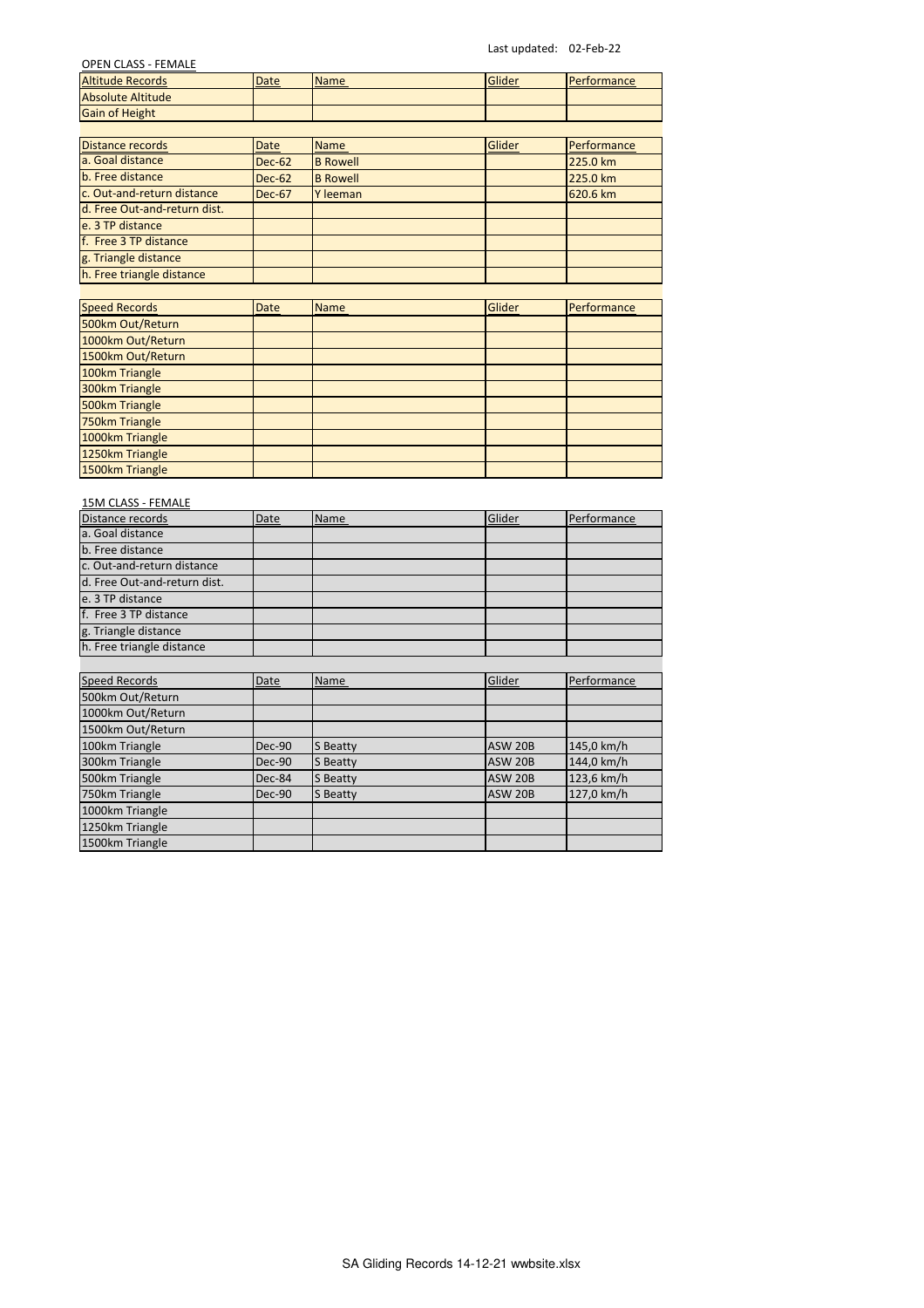Last updated: 02-Feb-22

OPEN CLASS - FEMALE

| Altitude Records | Date | Name | Glider | Performance |
|---|---|---|---|---|
| Absolute Altitude | | | | |
| Gain of Height | | | | |

| Distance records | Date | Name | Glider | Performance |
|---|---|---|---|---|
| a. Goal distance | Dec-62 | B Rowell | | 225.0 km |
| b. Free distance | Dec-62 | B Rowell | | 225.0 km |
| c. Out-and-return distance | Dec-67 | Y leeman | | 620.6 km |
| d. Free Out-and-return dist. | | | | |
| e. 3 TP distance | | | | |
| f. Free 3 TP distance | | | | |
| g. Triangle distance | | | | |
| h. Free triangle distance | | | | |

| Speed Records | Date | Name | Glider | Performance |
|---|---|---|---|---|
| 500km Out/Return | | | | |
| 1000km Out/Return | | | | |
| 1500km Out/Return | | | | |
| 100km Triangle | | | | |
| 300km Triangle | | | | |
| 500km Triangle | | | | |
| 750km Triangle | | | | |
| 1000km Triangle | | | | |
| 1250km Triangle | | | | |
| 1500km Triangle | | | | |

15M CLASS - FEMALE

| Distance records | Date | Name | Glider | Performance |
|---|---|---|---|---|
| a. Goal distance | | | | |
| b. Free distance | | | | |
| c. Out-and-return distance | | | | |
| d. Free Out-and-return dist. | | | | |
| e. 3 TP distance | | | | |
| f. Free 3 TP distance | | | | |
| g. Triangle distance | | | | |
| h. Free triangle distance | | | | |

| Speed Records | Date | Name | Glider | Performance |
|---|---|---|---|---|
| 500km Out/Return | | | | |
| 1000km Out/Return | | | | |
| 1500km Out/Return | | | | |
| 100km Triangle | Dec-90 | S Beatty | ASW 20B | 145,0 km/h |
| 300km Triangle | Dec-90 | S Beatty | ASW 20B | 144,0 km/h |
| 500km Triangle | Dec-84 | S Beatty | ASW 20B | 123,6 km/h |
| 750km Triangle | Dec-90 | S Beatty | ASW 20B | 127,0 km/h |
| 1000km Triangle | | | | |
| 1250km Triangle | | | | |
| 1500km Triangle | | | | |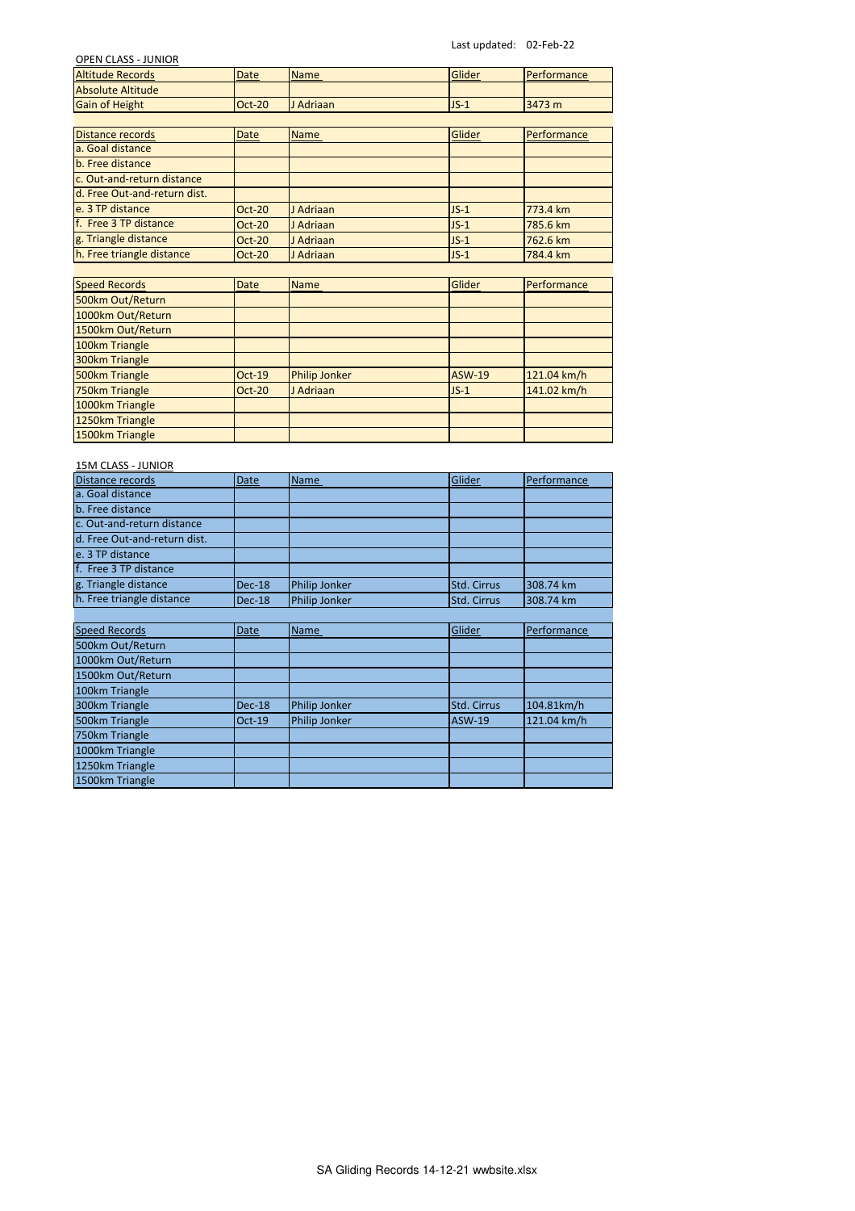Last updated: 02-Feb-22

## OPEN CLASS - JUNIOR

| Altitude Records | Date | Name | Glider | Performance |
|---|---|---|---|---|
| Absolute Altitude | | | | |
| Gain of Height | Oct-20 | J Adriaan | JS-1 | 3473 m |

| Distance records | Date | Name | Glider | Performance |
|---|---|---|---|---|
| a. Goal distance | | | | |
| b. Free distance | | | | |
| c. Out-and-return distance | | | | |
| d. Free Out-and-return dist. | | | | |
| e. 3 TP distance | Oct-20 | J Adriaan | JS-1 | 773.4 km |
| f. Free 3 TP distance | Oct-20 | J Adriaan | JS-1 | 785.6 km |
| g. Triangle distance | Oct-20 | J Adriaan | JS-1 | 762.6 km |
| h. Free triangle distance | Oct-20 | J Adriaan | JS-1 | 784.4 km |

| Speed Records | Date | Name | Glider | Performance |
|---|---|---|---|---|
| 500km Out/Return | | | | |
| 1000km Out/Return | | | | |
| 1500km Out/Return | | | | |
| 100km Triangle | | | | |
| 300km Triangle | | | | |
| 500km Triangle | Oct-19 | Philip Jonker | ASW-19 | 121.04 km/h |
| 750km Triangle | Oct-20 | J Adriaan | JS-1 | 141.02 km/h |
| 1000km Triangle | | | | |
| 1250km Triangle | | | | |
| 1500km Triangle | | | | |

## 15M CLASS - JUNIOR

| Distance records | Date | Name | Glider | Performance |
|---|---|---|---|---|
| a. Goal distance | | | | |
| b. Free distance | | | | |
| c. Out-and-return distance | | | | |
| d. Free Out-and-return dist. | | | | |
| e. 3 TP distance | | | | |
| f. Free 3 TP distance | | | | |
| g. Triangle distance | Dec-18 | Philip Jonker | Std. Cirrus | 308.74 km |
| h. Free triangle distance | Dec-18 | Philip Jonker | Std. Cirrus | 308.74 km |

| Speed Records | Date | Name | Glider | Performance |
|---|---|---|---|---|
| 500km Out/Return | | | | |
| 1000km Out/Return | | | | |
| 1500km Out/Return | | | | |
| 100km Triangle | | | | |
| 300km Triangle | Dec-18 | Philip Jonker | Std. Cirrus | 104.81km/h |
| 500km Triangle | Oct-19 | Philip Jonker | ASW-19 | 121.04 km/h |
| 750km Triangle | | | | |
| 1000km Triangle | | | | |
| 1250km Triangle | | | | |
| 1500km Triangle | | | | |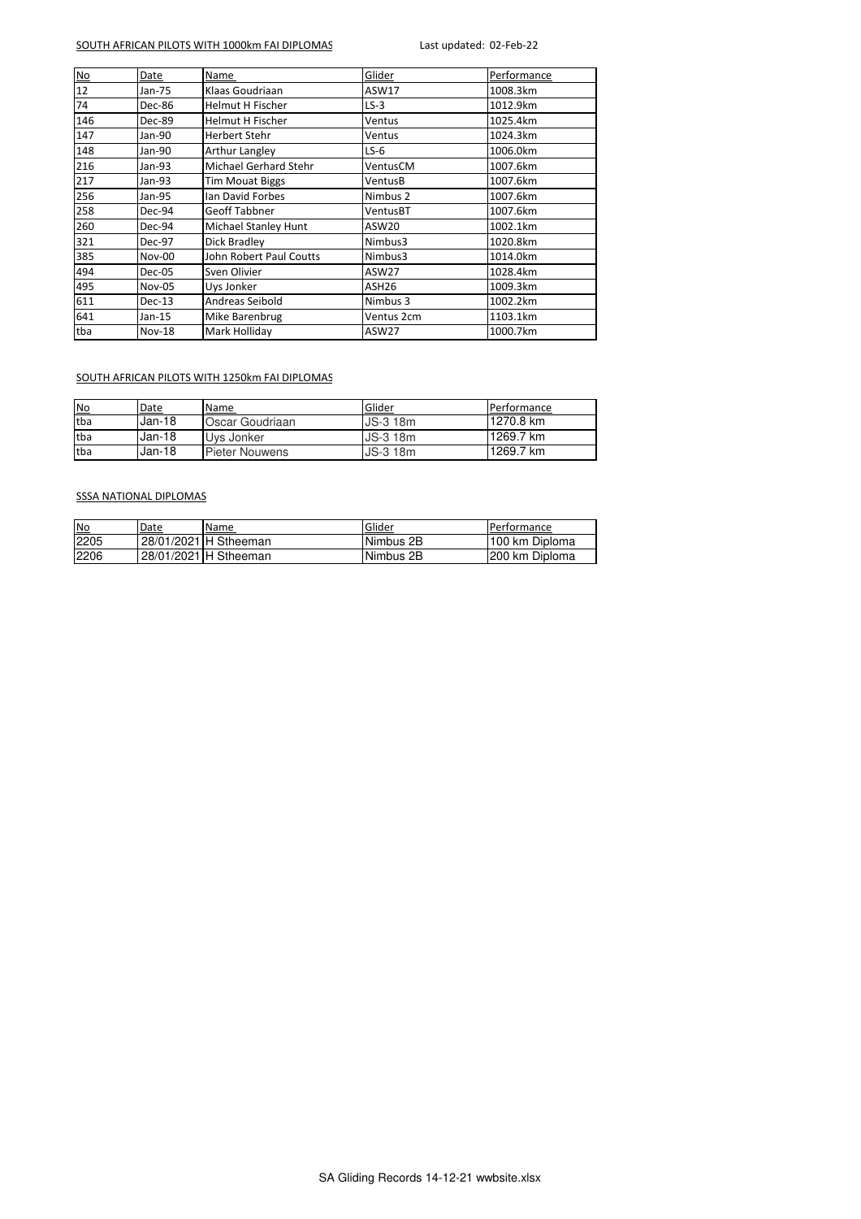SOUTH AFRICAN PILOTS WITH 1000km FAI DIPLOMAS

Last updated: 02-Feb-22

| No | Date | Name | Glider | Performance |
|---|---|---|---|---|
| 12 | Jan-75 | Klaas Goudriaan | ASW17 | 1008.3km |
| 74 | Dec-86 | Helmut H Fischer | LS-3 | 1012.9km |
| 146 | Dec-89 | Helmut H Fischer | Ventus | 1025.4km |
| 147 | Jan-90 | Herbert Stehr | Ventus | 1024.3km |
| 148 | Jan-90 | Arthur Langley | LS-6 | 1006.0km |
| 216 | Jan-93 | Michael Gerhard Stehr | VentusCM | 1007.6km |
| 217 | Jan-93 | Tim Mouat Biggs | VentusB | 1007.6km |
| 256 | Jan-95 | Ian David Forbes | Nimbus 2 | 1007.6km |
| 258 | Dec-94 | Geoff Tabbner | VentusBT | 1007.6km |
| 260 | Dec-94 | Michael Stanley Hunt | ASW20 | 1002.1km |
| 321 | Dec-97 | Dick Bradley | Nimbus3 | 1020.8km |
| 385 | Nov-00 | John Robert Paul Coutts | Nimbus3 | 1014.0km |
| 494 | Dec-05 | Sven Olivier | ASW27 | 1028.4km |
| 495 | Nov-05 | Uys Jonker | ASH26 | 1009.3km |
| 611 | Dec-13 | Andreas Seibold | Nimbus 3 | 1002.2km |
| 641 | Jan-15 | Mike Barenbrug | Ventus 2cm | 1103.1km |
| tba | Nov-18 | Mark Holliday | ASW27 | 1000.7km |

SOUTH AFRICAN PILOTS WITH 1250km FAI DIPLOMAS

| No | Date | Name | Glider | Performance |
|---|---|---|---|---|
| tba | Jan-18 | Oscar Goudriaan | JS-3 18m | 1270.8 km |
| tba | Jan-18 | Uys Jonker | JS-3 18m | 1269.7 km |
| tba | Jan-18 | Pieter Nouwens | JS-3 18m | 1269.7 km |

SSSA NATIONAL DIPLOMAS

| No | Date | Name | Glider | Performance |
|---|---|---|---|---|
| 2205 | 28/01/2021 | H Stheeman | Nimbus 2B | 100 km Diploma |
| 2206 | 28/01/2021 | H Stheeman | Nimbus 2B | 200 km Diploma |